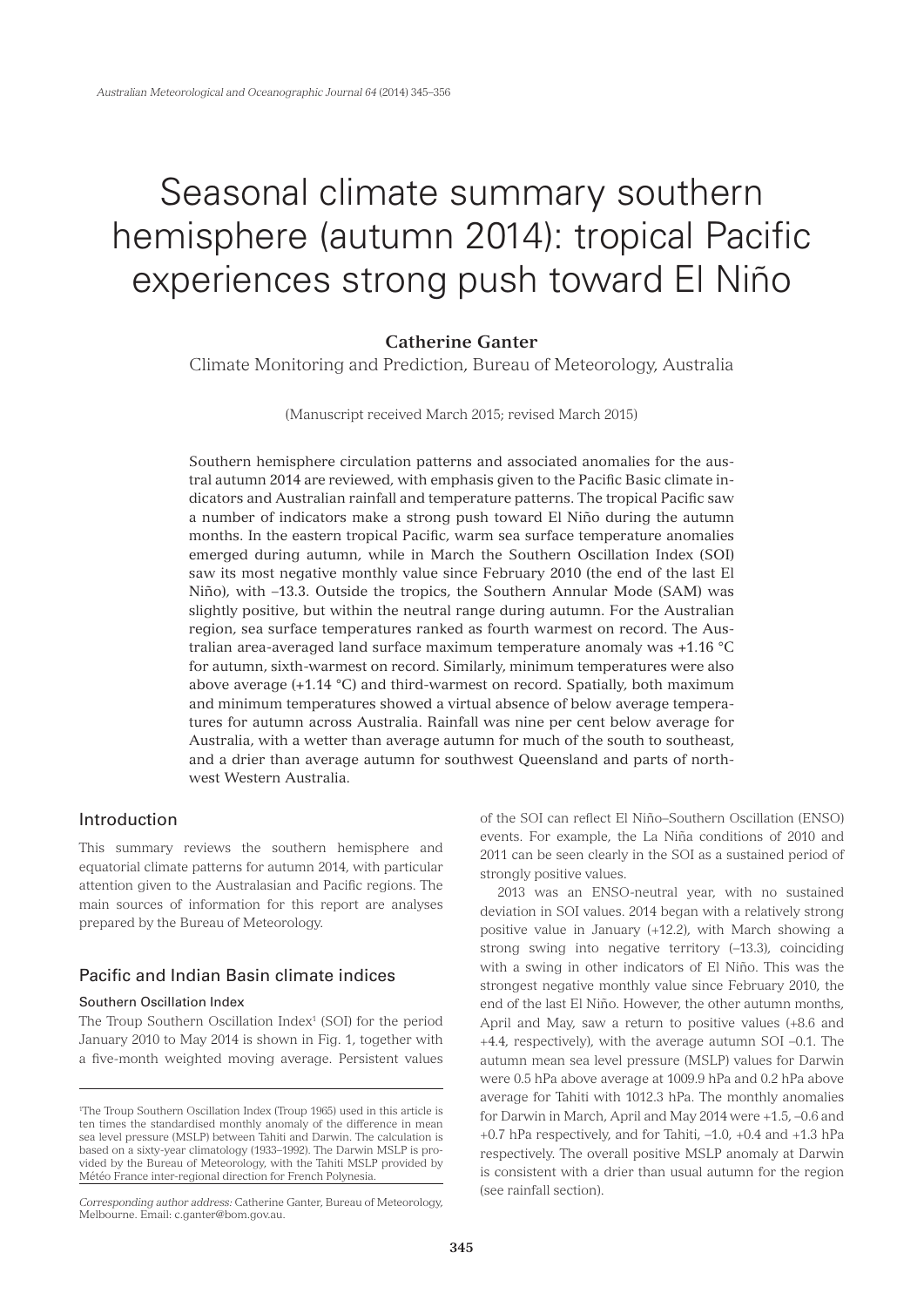# Seasonal climate summary southern hemisphere (autumn 2014): tropical Pacific experiences strong push toward El Niño

**Catherine Ganter**

Climate Monitoring and Prediction, Bureau of Meteorology, Australia

(Manuscript received March 2015; revised March 2015)

Southern hemisphere circulation patterns and associated anomalies for the austral autumn 2014 are reviewed, with emphasis given to the Pacific Basic climate indicators and Australian rainfall and temperature patterns. The tropical Pacific saw a number of indicators make a strong push toward El Niño during the autumn months. In the eastern tropical Pacific, warm sea surface temperature anomalies emerged during autumn, while in March the Southern Oscillation Index (SOI) saw its most negative monthly value since February 2010 (the end of the last El Niño), with –13.3. Outside the tropics, the Southern Annular Mode (SAM) was slightly positive, but within the neutral range during autumn. For the Australian region, sea surface temperatures ranked as fourth warmest on record. The Australian area-averaged land surface maximum temperature anomaly was +1.16 °C for autumn, sixth-warmest on record. Similarly, minimum temperatures were also above average (+1.14 °C) and third-warmest on record. Spatially, both maximum and minimum temperatures showed a virtual absence of below average temperatures for autumn across Australia. Rainfall was nine per cent below average for Australia, with a wetter than average autumn for much of the south to southeast, and a drier than average autumn for southwest Queensland and parts of northwest Western Australia.

## Introduction

This summary reviews the southern hemisphere and equatorial climate patterns for autumn 2014, with particular attention given to the Australasian and Pacific regions. The main sources of information for this report are analyses prepared by the Bureau of Meteorology.

## Pacific and Indian Basin climate indices

### Southern Oscillation Index

The Troup Southern Oscillation Index[1] (SOI) for the period January 2010 to May 2014 is shown in Fig. 1, together with a five-month weighted moving average. Persistent values of the SOI can reflect El Niño–Southern Oscillation (ENSO) events. For example, the La Niña conditions of 2010 and 2011 can be seen clearly in the SOI as a sustained period of strongly positive values.

2013 was an ENSO-neutral year, with no sustained deviation in SOI values. 2014 began with a relatively strong positive value in January (+12.2), with March showing a strong swing into negative territory (–13.3), coinciding with a swing in other indicators of El Niño. This was the strongest negative monthly value since February 2010, the end of the last El Niño. However, the other autumn months, April and May, saw a return to positive values (+8.6 and +4.4, respectively), with the average autumn SOI –0.1. The autumn mean sea level pressure (MSLP) values for Darwin were 0.5 hPa above average at 1009.9 hPa and 0.2 hPa above average for Tahiti with 1012.3 hPa. The monthly anomalies for Darwin in March, April and May 2014 were +1.5, –0.6 and +0.7 hPa respectively, and for Tahiti, –1.0, +0.4 and +1.3 hPa respectively. The overall positive MSLP anomaly at Darwin is consistent with a drier than usual autumn for the region (see rainfall section).

---

[1]The Troup Southern Oscillation Index (Troup 1965) used in this article is ten times the standardised monthly anomaly of the difference in mean sea level pressure (MSLP) between Tahiti and Darwin. The calculation is based on a sixty-year climatology (1933–1992). The Darwin MSLP is provided by the Bureau of Meteorology, with the Tahiti MSLP provided by Météo France inter-regional direction for French Polynesia.

*Corresponding author address:* Catherine Ganter, Bureau of Meteorology, Melbourne. Email: c.ganter@bom.gov.au.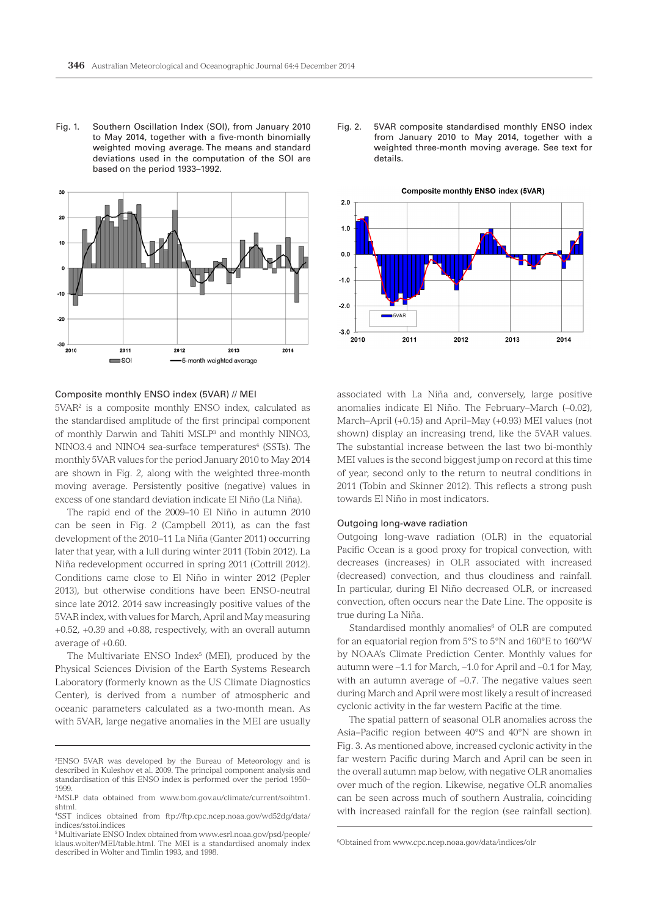Fig. 1. Southern Oscillation Index (SOI), from January 2010 to May 2014, together with a five-month binomially weighted moving average. The means and standard deviations used in the computation of the SOI are based on the period 1933–1992.

Fig. 2. 5VAR composite standardised monthly ENSO index from January 2010 to May 2014, together with a weighted three-month moving average. See text for details.

### Composite monthly ENSO index (5VAR) // MEI

5VAR[2] is a composite monthly ENSO index, calculated as the standardised amplitude of the first principal component of monthly Darwin and Tahiti MSLP[3] and monthly NINO3, NINO3.4 and NINO4 sea-surface temperatures[4] (SSTs). The monthly 5VAR values for the period January 2010 to May 2014 are shown in Fig. 2, along with the weighted three-month moving average. Persistently positive (negative) values in excess of one standard deviation indicate El Niño (La Niña).

The rapid end of the 2009–10 El Niño in autumn 2010 can be seen in Fig. 2 (Campbell 2011), as can the fast development of the 2010–11 La Niña (Ganter 2011) occurring later that year, with a lull during winter 2011 (Tobin 2012). La Niña redevelopment occurred in spring 2011 (Cottrill 2012). Conditions came close to El Niño in winter 2012 (Pepler 2013), but otherwise conditions have been ENSO-neutral since late 2012. 2014 saw increasingly positive values of the 5VAR index, with values for March, April and May measuring +0.52, +0.39 and +0.88, respectively, with an overall autumn average of +0.60.

The Multivariate ENSO Index[5] (MEI), produced by the Physical Sciences Division of the Earth Systems Research Laboratory (formerly known as the US Climate Diagnostics Center), is derived from a number of atmospheric and oceanic parameters calculated as a two-month mean. As with 5VAR, large negative anomalies in the MEI are usually associated with La Niña and, conversely, large positive anomalies indicate El Niño. The February–March (–0.02), March–April (+0.15) and April–May (+0.93) MEI values (not shown) display an increasing trend, like the 5VAR values. The substantial increase between the last two bi-monthly MEI values is the second biggest jump on record at this time of year, second only to the return to neutral conditions in 2011 (Tobin and Skinner 2012). This reflects a strong push towards El Niño in most indicators.

### Outgoing long-wave radiation

Outgoing long-wave radiation (OLR) in the equatorial Pacific Ocean is a good proxy for tropical convection, with decreases (increases) in OLR associated with increased (decreased) convection, and thus cloudiness and rainfall. In particular, during El Niño decreased OLR, or increased convection, often occurs near the Date Line. The opposite is true during La Niña.

Standardised monthly anomalies[6] of OLR are computed for an equatorial region from 5°S to 5°N and 160°E to 160°W by NOAA's Climate Prediction Center. Monthly values for autumn were –1.1 for March, –1.0 for April and –0.1 for May, with an autumn average of –0.7. The negative values seen during March and April were most likely a result of increased cyclonic activity in the far western Pacific at the time.

The spatial pattern of seasonal OLR anomalies across the Asia–Pacific region between 40°S and 40°N are shown in Fig. 3. As mentioned above, increased cyclonic activity in the far western Pacific during March and April can be seen in the overall autumn map below, with negative OLR anomalies over much of the region. Likewise, negative OLR anomalies can be seen across much of southern Australia, coinciding with increased rainfall for the region (see rainfall section).

---

[2]ENSO 5VAR was developed by the Bureau of Meteorology and is described in Kuleshov et al. 2009. The principal component analysis and standardisation of this ENSO index is performed over the period 1950–1999.

[3]MSLP data obtained from www.bom.gov.au/climate/current/soihtm1.shtml.

[4]SST indices obtained from ftp://ftp.cpc.ncep.noaa.gov/wd52dg/data/indices/sstoi.indices

[5]Multivariate ENSO Index obtained from www.esrl.noaa.gov/psd/people/klaus.wolter/MEI/table.html. The MEI is a standardised anomaly index described in Wolter and Timlin 1993, and 1998.

[6]Obtained from www.cpc.ncep.noaa.gov/data/indices/olr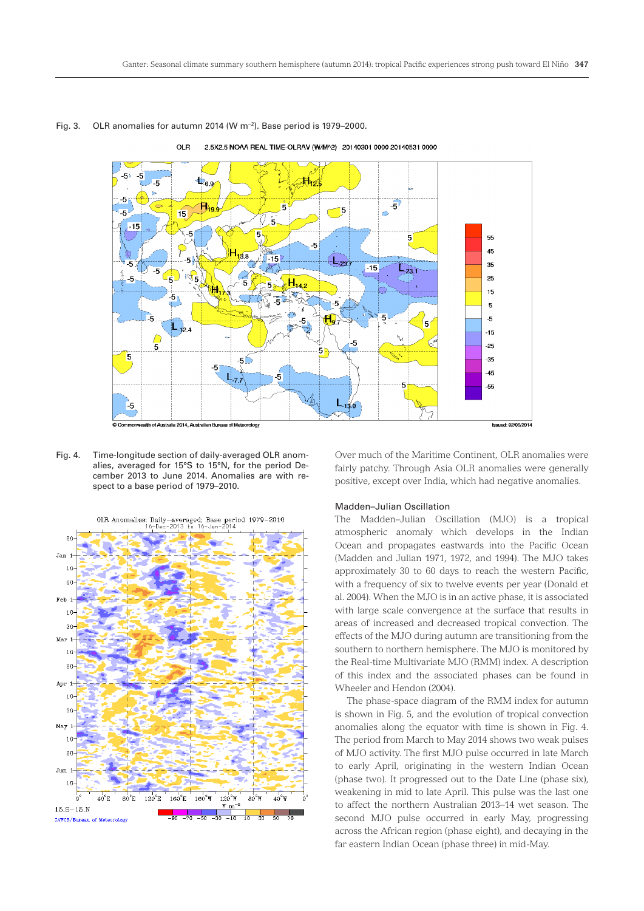Fig. 3. OLR anomalies for autumn 2014 (W m$^{-2}$). Base period is 1979–2000.

Fig. 4. Time-longitude section of daily-averaged OLR anomalies, averaged for 15°S to 15°N, for the period December 2013 to June 2014. Anomalies are with respect to a base period of 1979–2010.

Over much of the Maritime Continent, OLR anomalies were fairly patchy. Through Asia OLR anomalies were generally positive, except over India, which had negative anomalies.

## Madden–Julian Oscillation

The Madden–Julian Oscillation (MJO) is a tropical atmospheric anomaly which develops in the Indian Ocean and propagates eastwards into the Pacific Ocean (Madden and Julian 1971, 1972, and 1994). The MJO takes approximately 30 to 60 days to reach the western Pacific, with a frequency of six to twelve events per year (Donald et al. 2004). When the MJO is in an active phase, it is associated with large scale convergence at the surface that results in areas of increased and decreased tropical convection. The effects of the MJO during autumn are transitioning from the southern to northern hemisphere. The MJO is monitored by the Real-time Multivariate MJO (RMM) index. A description of this index and the associated phases can be found in Wheeler and Hendon (2004).

The phase-space diagram of the RMM index for autumn is shown in Fig. 5, and the evolution of tropical convection anomalies along the equator with time is shown in Fig. 4. The period from March to May 2014 shows two weak pulses of MJO activity. The first MJO pulse occurred in late March to early April, originating in the western Indian Ocean (phase two). It progressed out to the Date Line (phase six), weakening in mid to late April. This pulse was the last one to affect the northern Australian 2013–14 wet season. The second MJO pulse occurred in early May, progressing across the African region (phase eight), and decaying in the far eastern Indian Ocean (phase three) in mid-May.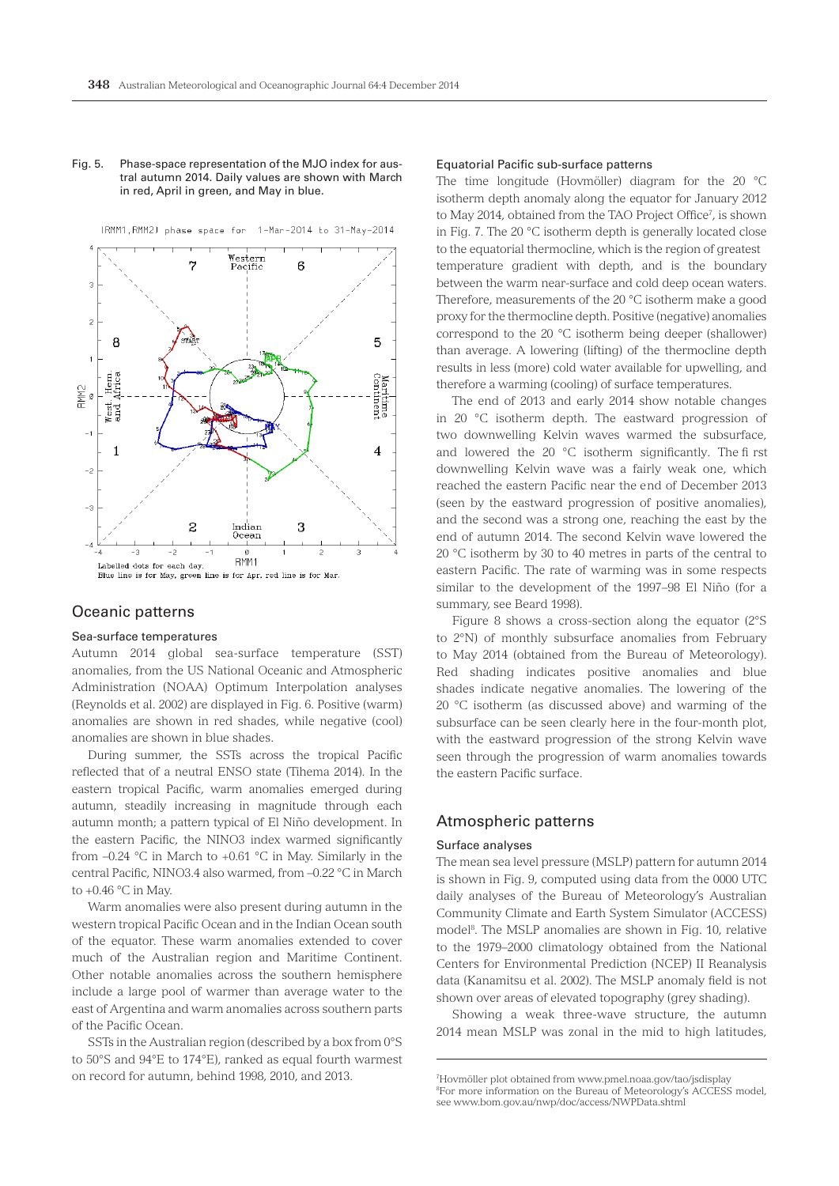Fig. 5. Phase-space representation of the MJO index for austral autumn 2014. Daily values are shown with March in red, April in green, and May in blue.

## Oceanic patterns

### Sea-surface temperatures

Autumn 2014 global sea-surface temperature (SST) anomalies, from the US National Oceanic and Atmospheric Administration (NOAA) Optimum Interpolation analyses (Reynolds et al. 2002) are displayed in Fig. 6. Positive (warm) anomalies are shown in red shades, while negative (cool) anomalies are shown in blue shades.

During summer, the SSTs across the tropical Pacific reflected that of a neutral ENSO state (Tihema 2014). In the eastern tropical Pacific, warm anomalies emerged during autumn, steadily increasing in magnitude through each autumn month; a pattern typical of El Niño development. In the eastern Pacific, the NINO3 index warmed significantly from –0.24 °C in March to +0.61 °C in May. Similarly in the central Pacific, NINO3.4 also warmed, from –0.22 °C in March to +0.46 °C in May.

Warm anomalies were also present during autumn in the western tropical Pacific Ocean and in the Indian Ocean south of the equator. These warm anomalies extended to cover much of the Australian region and Maritime Continent. Other notable anomalies across the southern hemisphere include a large pool of warmer than average water to the east of Argentina and warm anomalies across southern parts of the Pacific Ocean.

SSTs in the Australian region (described by a box from 0°S to 50°S and 94°E to 174°E), ranked as equal fourth warmest on record for autumn, behind 1998, 2010, and 2013.

### Equatorial Pacific sub-surface patterns

The time longitude (Hovmöller) diagram for the 20 °C isotherm depth anomaly along the equator for January 2012 to May 2014, obtained from the TAO Project Office[7], is shown in Fig. 7. The 20 °C isotherm depth is generally located close to the equatorial thermocline, which is the region of greatest temperature gradient with depth, and is the boundary between the warm near-surface and cold deep ocean waters. Therefore, measurements of the 20 °C isotherm make a good proxy for the thermocline depth. Positive (negative) anomalies correspond to the 20 °C isotherm being deeper (shallower) than average. A lowering (lifting) of the thermocline depth results in less (more) cold water available for upwelling, and therefore a warming (cooling) of surface temperatures.

The end of 2013 and early 2014 show notable changes in 20 °C isotherm depth. The eastward progression of two downwelling Kelvin waves warmed the subsurface, and lowered the 20 °C isotherm significantly. The first downwelling Kelvin wave was a fairly weak one, which reached the eastern Pacific near the end of December 2013 (seen by the eastward progression of positive anomalies), and the second was a strong one, reaching the east by the end of autumn 2014. The second Kelvin wave lowered the 20 °C isotherm by 30 to 40 metres in parts of the central to eastern Pacific. The rate of warming was in some respects similar to the development of the 1997–98 El Niño (for a summary, see Beard 1998).

Figure 8 shows a cross-section along the equator (2°S to 2°N) of monthly subsurface anomalies from February to May 2014 (obtained from the Bureau of Meteorology). Red shading indicates positive anomalies and blue shades indicate negative anomalies. The lowering of the 20 °C isotherm (as discussed above) and warming of the subsurface can be seen clearly here in the four-month plot, with the eastward progression of the strong Kelvin wave seen through the progression of warm anomalies towards the eastern Pacific surface.

## Atmospheric patterns

### Surface analyses

The mean sea level pressure (MSLP) pattern for autumn 2014 is shown in Fig. 9, computed using data from the 0000 UTC daily analyses of the Bureau of Meteorology's Australian Community Climate and Earth System Simulator (ACCESS) model[8]. The MSLP anomalies are shown in Fig. 10, relative to the 1979–2000 climatology obtained from the National Centers for Environmental Prediction (NCEP) II Reanalysis data (Kanamitsu et al. 2002). The MSLP anomaly field is not shown over areas of elevated topography (grey shading).

Showing a weak three-wave structure, the autumn 2014 mean MSLP was zonal in the mid to high latitudes,

[7] Hovmöller plot obtained from www.pmel.noaa.gov/tao/jsdisplay
[8] For more information on the Bureau of Meteorology's ACCESS model, see www.bom.gov.au/nwp/doc/access/NWPData.shtml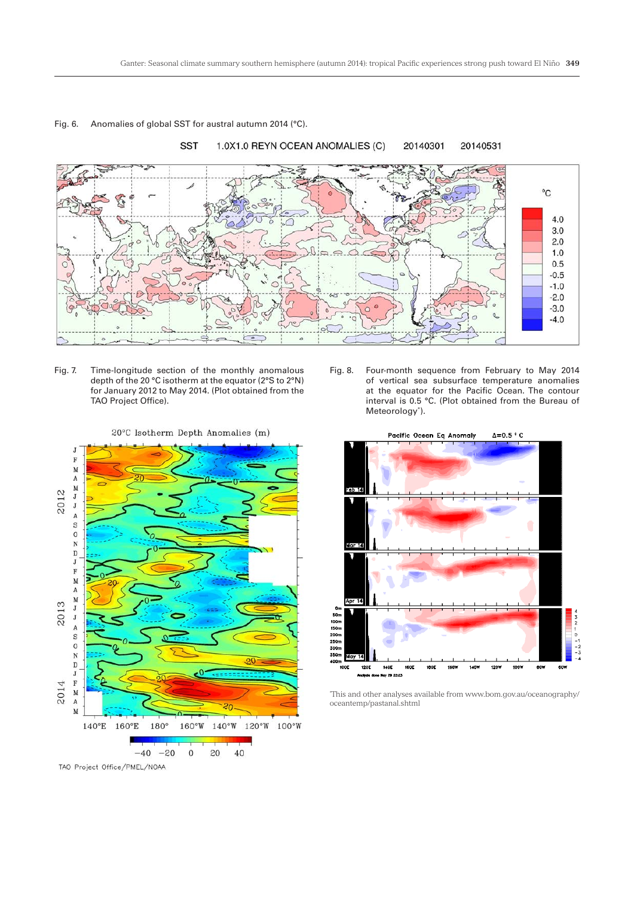Fig. 6. Anomalies of global SST for austral autumn 2014 (°C).

Fig. 7. Time-longitude section of the monthly anomalous depth of the 20 °C isotherm at the equator (2°S to 2°N) for January 2012 to May 2014. (Plot obtained from the TAO Project Office).

Fig. 8. Four-month sequence from February to May 2014 of vertical sea subsurface temperature anomalies at the equator for the Pacific Ocean. The contour interval is 0.5 °C. (Plot obtained from the Bureau of Meteorology*).

*This and other analyses available from www.bom.gov.au/oceanography/oceantemp/pastanal.shtml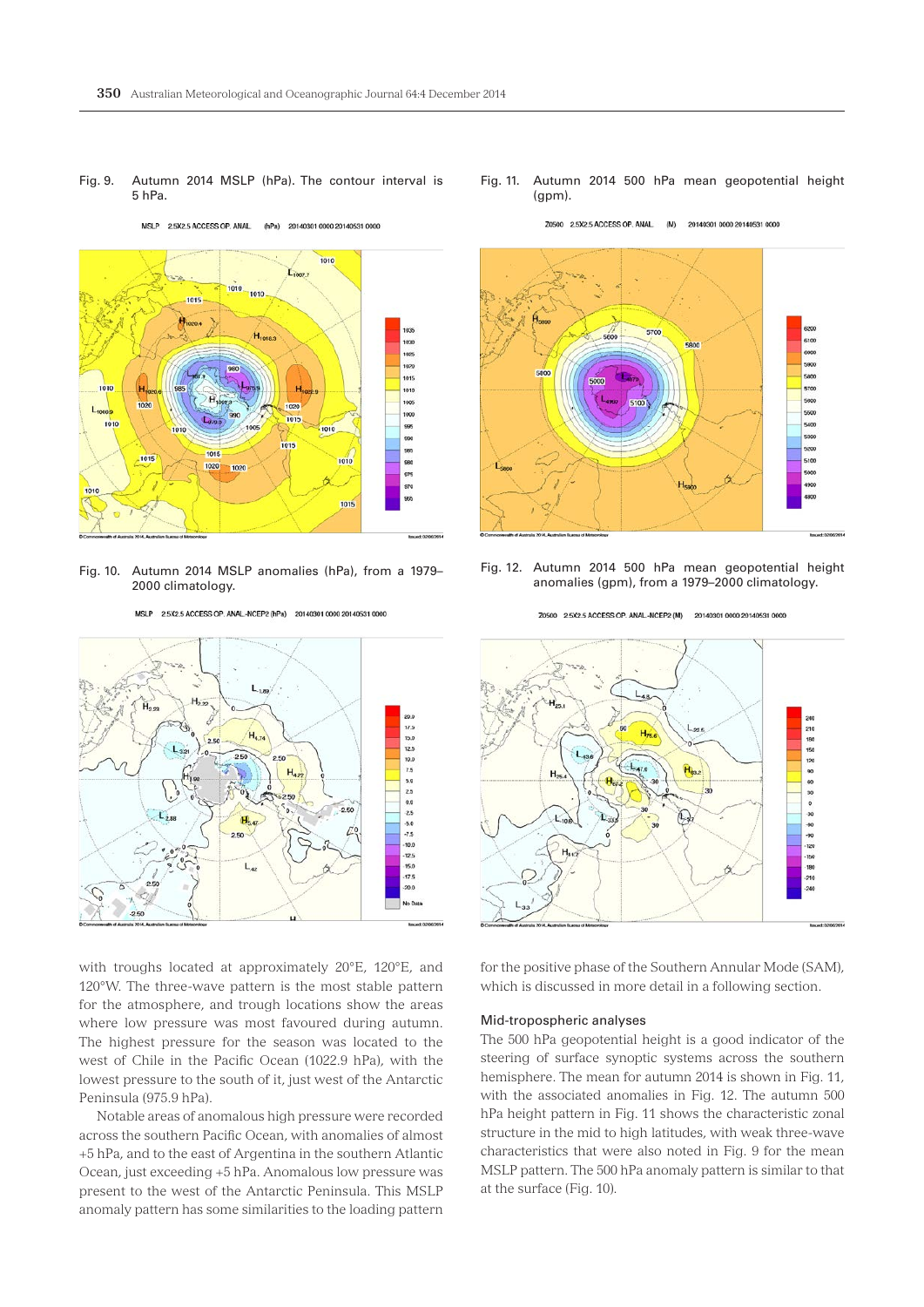Fig. 9. Autumn 2014 MSLP (hPa). The contour interval is 5 hPa.

Fig. 10. Autumn 2014 MSLP anomalies (hPa), from a 1979–2000 climatology.

Fig. 11. Autumn 2014 500 hPa mean geopotential height (gpm).

Fig. 12. Autumn 2014 500 hPa mean geopotential height anomalies (gpm), from a 1979–2000 climatology.

with troughs located at approximately 20°E, 120°E, and 120°W. The three-wave pattern is the most stable pattern for the atmosphere, and trough locations show the areas where low pressure was most favoured during autumn. The highest pressure for the season was located to the west of Chile in the Pacific Ocean (1022.9 hPa), with the lowest pressure to the south of it, just west of the Antarctic Peninsula (975.9 hPa).

Notable areas of anomalous high pressure were recorded across the southern Pacific Ocean, with anomalies of almost +5 hPa, and to the east of Argentina in the southern Atlantic Ocean, just exceeding +5 hPa. Anomalous low pressure was present to the west of the Antarctic Peninsula. This MSLP anomaly pattern has some similarities to the loading pattern for the positive phase of the Southern Annular Mode (SAM), which is discussed in more detail in a following section.

### Mid-tropospheric analyses

The 500 hPa geopotential height is a good indicator of the steering of surface synoptic systems across the southern hemisphere. The mean for autumn 2014 is shown in Fig. 11, with the associated anomalies in Fig. 12. The autumn 500 hPa height pattern in Fig. 11 shows the characteristic zonal structure in the mid to high latitudes, with weak three-wave characteristics that were also noted in Fig. 9 for the mean MSLP pattern. The 500 hPa anomaly pattern is similar to that at the surface (Fig. 10).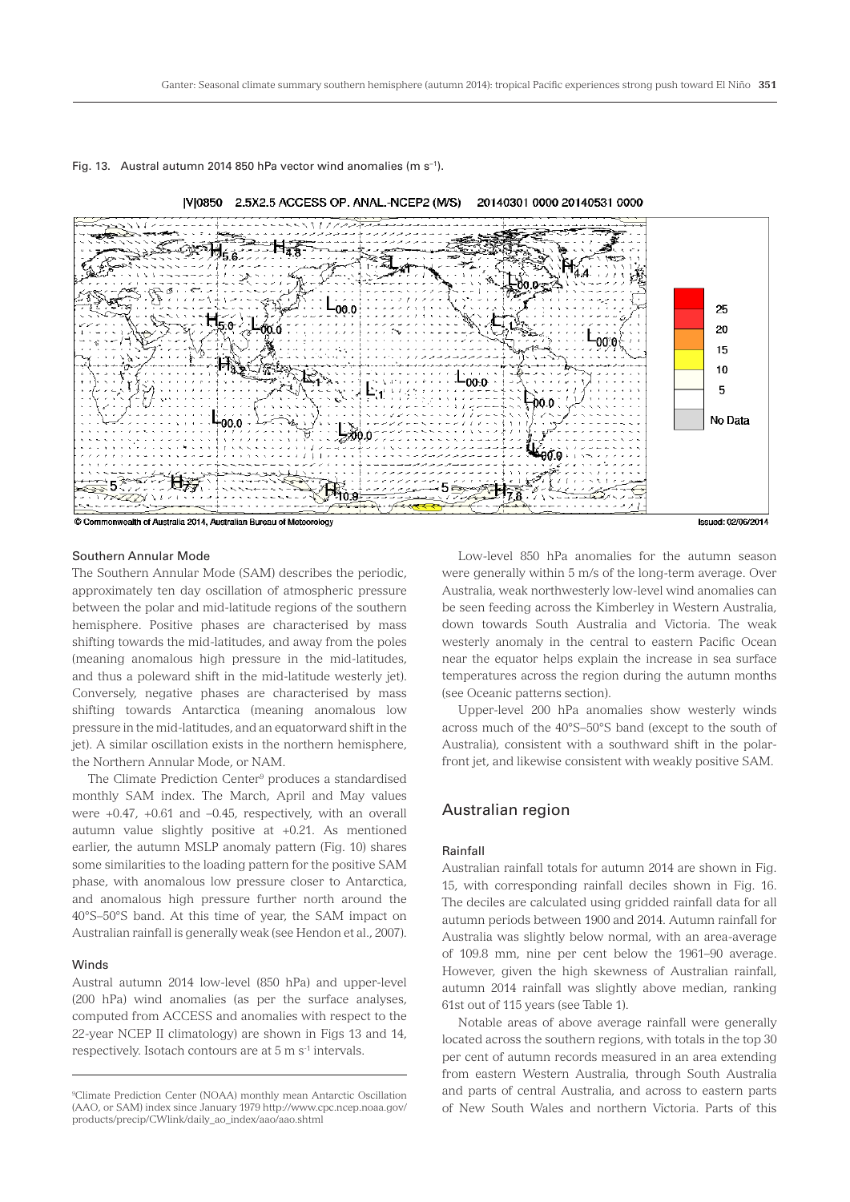Fig. 13. Austral autumn 2014 850 hPa vector wind anomalies (m s$^{-1}$).

## Southern Annular Mode

The Southern Annular Mode (SAM) describes the periodic, approximately ten day oscillation of atmospheric pressure between the polar and mid-latitude regions of the southern hemisphere. Positive phases are characterised by mass shifting towards the mid-latitudes, and away from the poles (meaning anomalous high pressure in the mid-latitudes, and thus a poleward shift in the mid-latitude westerly jet). Conversely, negative phases are characterised by mass shifting towards Antarctica (meaning anomalous low pressure in the mid-latitudes, and an equatorward shift in the jet). A similar oscillation exists in the northern hemisphere, the Northern Annular Mode, or NAM.

The Climate Prediction Center[9] produces a standardised monthly SAM index. The March, April and May values were +0.47, +0.61 and –0.45, respectively, with an overall autumn value slightly positive at +0.21. As mentioned earlier, the autumn MSLP anomaly pattern (Fig. 10) shares some similarities to the loading pattern for the positive SAM phase, with anomalous low pressure closer to Antarctica, and anomalous high pressure further north around the 40°S–50°S band. At this time of year, the SAM impact on Australian rainfall is generally weak (see Hendon et al., 2007).

## Winds

Austral autumn 2014 low-level (850 hPa) and upper-level (200 hPa) wind anomalies (as per the surface analyses, computed from ACCESS and anomalies with respect to the 22-year NCEP II climatology) are shown in Figs 13 and 14, respectively. Isotach contours are at 5 m s$^{-1}$ intervals.

[9] Climate Prediction Center (NOAA) monthly mean Antarctic Oscillation (AAO, or SAM) index since January 1979 http://www.cpc.ncep.noaa.gov/products/precip/CWlink/daily_ao_index/aao/aao.shtml

Low-level 850 hPa anomalies for the autumn season were generally within 5 m/s of the long-term average. Over Australia, weak northwesterly low-level wind anomalies can be seen feeding across the Kimberley in Western Australia, down towards South Australia and Victoria. The weak westerly anomaly in the central to eastern Pacific Ocean near the equator helps explain the increase in sea surface temperatures across the region during the autumn months (see Oceanic patterns section).

Upper-level 200 hPa anomalies show westerly winds across much of the 40°S–50°S band (except to the south of Australia), consistent with a southward shift in the polar-front jet, and likewise consistent with weakly positive SAM.

# Australian region

## Rainfall

Australian rainfall totals for autumn 2014 are shown in Fig. 15, with corresponding rainfall deciles shown in Fig. 16. The deciles are calculated using gridded rainfall data for all autumn periods between 1900 and 2014. Autumn rainfall for Australia was slightly below normal, with an area-average of 109.8 mm, nine per cent below the 1961–90 average. However, given the high skewness of Australian rainfall, autumn 2014 rainfall was slightly above median, ranking 61st out of 115 years (see Table 1).

Notable areas of above average rainfall were generally located across the southern regions, with totals in the top 30 per cent of autumn records measured in an area extending from eastern Western Australia, through South Australia and parts of central Australia, and across to eastern parts of New South Wales and northern Victoria. Parts of this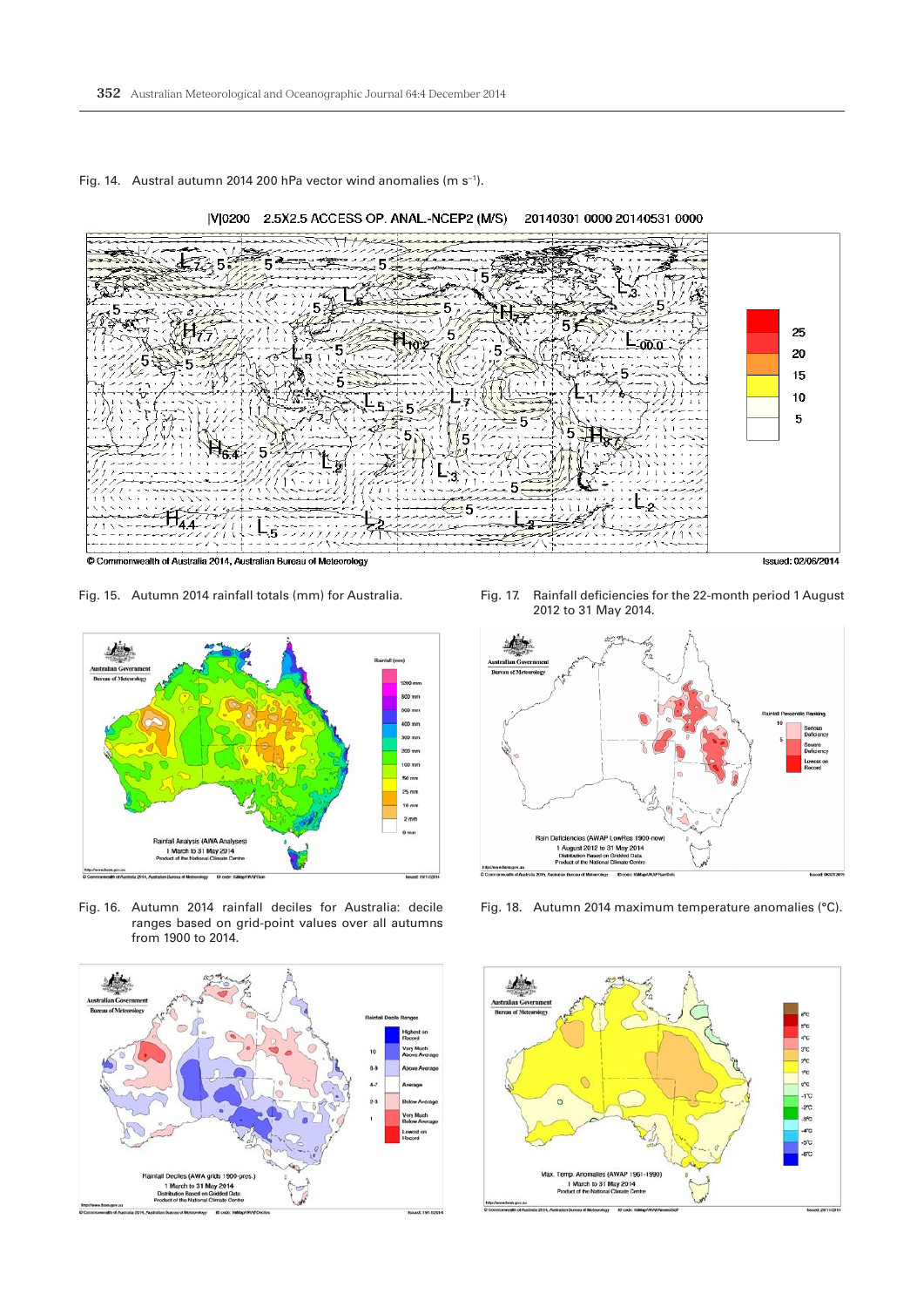Fig. 14. Austral autumn 2014 200 hPa vector wind anomalies (m s$^{-1}$).

Fig. 15. Autumn 2014 rainfall totals (mm) for Australia.

Fig. 16. Autumn 2014 rainfall deciles for Australia: decile ranges based on grid-point values over all autumns from 1900 to 2014.

Fig. 17. Rainfall deficiencies for the 22-month period 1 August 2012 to 31 May 2014.

Fig. 18. Autumn 2014 maximum temperature anomalies (°C).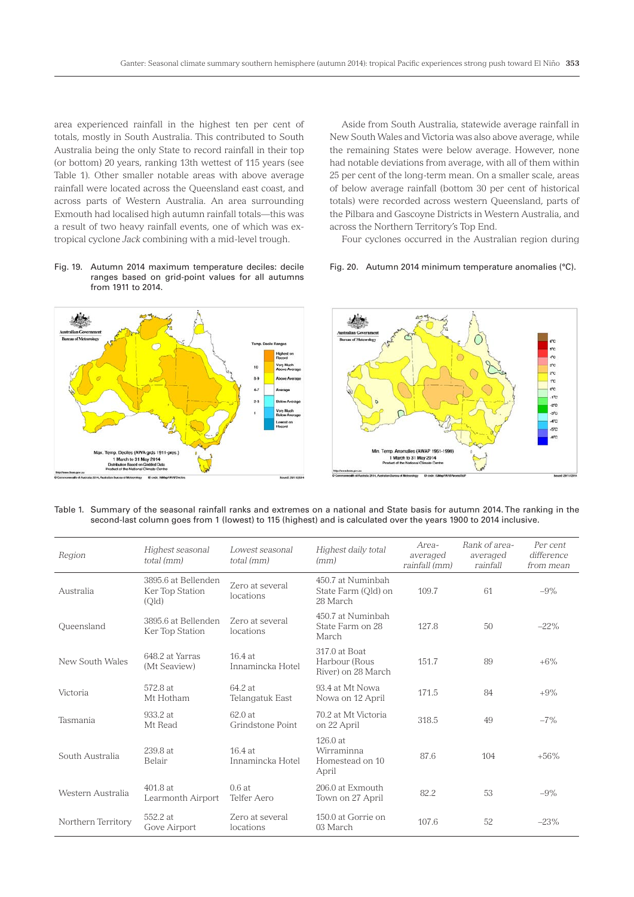area experienced rainfall in the highest ten per cent of totals, mostly in South Australia. This contributed to South Australia being the only State to record rainfall in their top (or bottom) 20 years, ranking 13th wettest of 115 years (see Table 1). Other smaller notable areas with above average rainfall were located across the Queensland east coast, and across parts of Western Australia. An area surrounding Exmouth had localised high autumn rainfall totals—this was a result of two heavy rainfall events, one of which was ex-tropical cyclone *Jack* combining with a mid-level trough.

Aside from South Australia, statewide average rainfall in New South Wales and Victoria was also above average, while the remaining States were below average. However, none had notable deviations from average, with all of them within 25 per cent of the long-term mean. On a smaller scale, areas of below average rainfall (bottom 30 per cent of historical totals) were recorded across western Queensland, parts of the Pilbara and Gascoyne Districts in Western Australia, and across the Northern Territory's Top End.

Four cyclones occurred in the Australian region during

Fig. 19. Autumn 2014 maximum temperature deciles: decile ranges based on grid-point values for all autumns from 1911 to 2014.

Fig. 20. Autumn 2014 minimum temperature anomalies (°C).

Table 1. Summary of the seasonal rainfall ranks and extremes on a national and State basis for autumn 2014. The ranking in the second-last column goes from 1 (lowest) to 115 (highest) and is calculated over the years 1900 to 2014 inclusive.

| Region | Highest seasonal total (mm) | Lowest seasonal total (mm) | Highest daily total (mm) | Area-averaged rainfall (mm) | Rank of area-averaged rainfall | Per cent difference from mean |
|---|---|---|---|---|---|---|
| Australia | 3895.6 at Bellenden Ker Top Station (Qld) | Zero at several locations | 450.7 at Numinbah State Farm (Qld) on 28 March | 109.7 | 61 | −9% |
| Queensland | 3895.6 at Bellenden Ker Top Station | Zero at several locations | 450.7 at Numinbah State Farm on 28 March | 127.8 | 50 | −22% |
| New South Wales | 648.2 at Yarras (Mt Seaview) | 16.4 at Innamincka Hotel | 317.0 at Boat Harbour (Rous River) on 28 March | 151.7 | 89 | +6% |
| Victoria | 572.8 at Mt Hotham | 64.2 at Telangatuk East | 93.4 at Mt Nowa Nowa on 12 April | 171.5 | 84 | +9% |
| Tasmania | 933.2 at Mt Read | 62.0 at Grindstone Point | 70.2 at Mt Victoria on 22 April | 318.5 | 49 | −7% |
| South Australia | 239.8 at Belair | 16.4 at Innamincka Hotel | 126.0 at Wirraminna Homestead on 10 April | 87.6 | 104 | +56% |
| Western Australia | 401.8 at Learmonth Airport | 0.6 at Telfer Aero | 206.0 at Exmouth Town on 27 April | 82.2 | 53 | −9% |
| Northern Territory | 552.2 at Gove Airport | Zero at several locations | 150.0 at Gorrie on 03 March | 107.6 | 52 | −23% |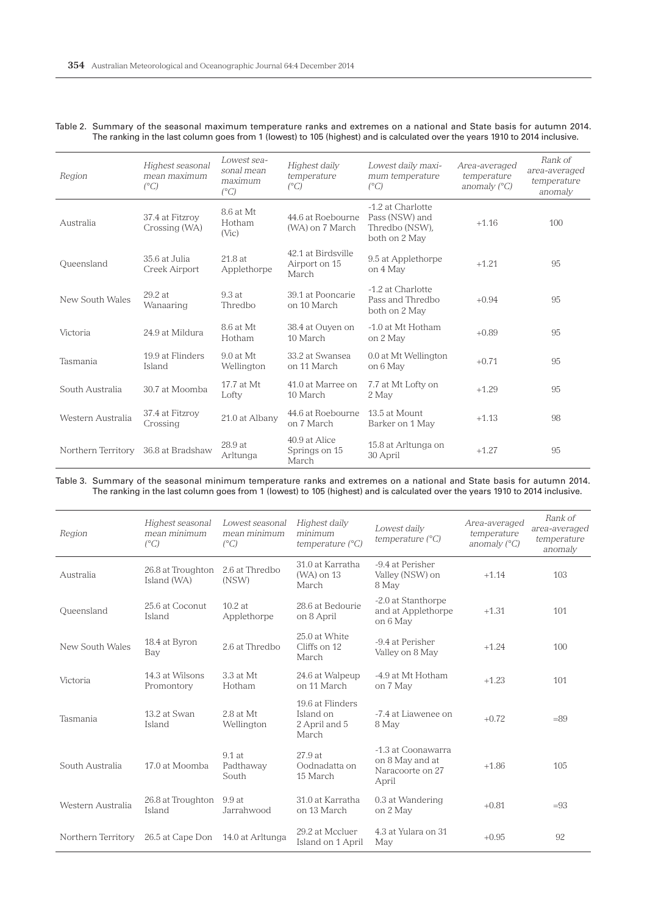Table 2. Summary of the seasonal maximum temperature ranks and extremes on a national and State basis for autumn 2014. The ranking in the last column goes from 1 (lowest) to 105 (highest) and is calculated over the years 1910 to 2014 inclusive.

| Region | *Highest seasonal mean maximum (°C)* | *Lowest seasonal mean maximum (°C)* | *Highest daily temperature (°C)* | *Lowest daily maximum temperature (°C)* | *Area-averaged temperature anomaly (°C)* | *Rank of area-averaged temperature anomaly* |
|---|---|---|---|---|---|---|
| Australia | 37.4 at Fitzroy Crossing (WA) | 8.6 at Mt Hotham (Vic) | 44.6 at Roebourne (WA) on 7 March | -1.2 at Charlotte Pass (NSW) and Thredbo (NSW), both on 2 May | +1.16 | 100 |
| Queensland | 35.6 at Julia Creek Airport | 21.8 at Applethorpe | 42.1 at Birdsville Airport on 15 March | 9.5 at Applethorpe on 4 May | +1.21 | 95 |
| New South Wales | 29.2 at Wanaaring | 9.3 at Thredbo | 39.1 at Pooncarie on 10 March | -1.2 at Charlotte Pass and Thredbo both on 2 May | +0.94 | 95 |
| Victoria | 24.9 at Mildura | 8.6 at Mt Hotham | 38.4 at Ouyen on 10 March | -1.0 at Mt Hotham on 2 May | +0.89 | 95 |
| Tasmania | 19.9 at Flinders Island | 9.0 at Mt Wellington | 33.2 at Swansea on 11 March | 0.0 at Mt Wellington on 6 May | +0.71 | 95 |
| South Australia | 30.7 at Moomba | 17.7 at Mt Lofty | 41.0 at Marree on 10 March | 7.7 at Mt Lofty on 2 May | +1.29 | 95 |
| Western Australia | 37.4 at Fitzroy Crossing | 21.0 at Albany | 44.6 at Roebourne on 7 March | 13.5 at Mount Barker on 1 May | +1.13 | 98 |
| Northern Territory | 36.8 at Bradshaw | 28.9 at Arltunga | 40.9 at Alice Springs on 15 March | 15.8 at Arltunga on 30 April | +1.27 | 95 |

Table 3. Summary of the seasonal minimum temperature ranks and extremes on a national and State basis for autumn 2014. The ranking in the last column goes from 1 (lowest) to 105 (highest) and is calculated over the years 1910 to 2014 inclusive.

| Region | *Highest seasonal mean minimum (°C)* | *Lowest seasonal mean minimum (°C)* | *Highest daily minimum temperature (°C)* | *Lowest daily temperature (°C)* | *Area-averaged temperature anomaly (°C)* | *Rank of area-averaged temperature anomaly* |
|---|---|---|---|---|---|---|
| Australia | 26.8 at Troughton Island (WA) | 2.6 at Thredbo (NSW) | 31.0 at Karratha (WA) on 13 March | -9.4 at Perisher Valley (NSW) on 8 May | +1.14 | 103 |
| Queensland | 25.6 at Coconut Island | 10.2 at Applethorpe | 28.6 at Bedourie on 8 April | -2.0 at Stanthorpe and at Applethorpe on 6 May | +1.31 | 101 |
| New South Wales | 18.4 at Byron Bay | 2.6 at Thredbo | 25.0 at White Cliffs on 12 March | -9.4 at Perisher Valley on 8 May | +1.24 | 100 |
| Victoria | 14.3 at Wilsons Promontory | 3.3 at Mt Hotham | 24.6 at Walpeup on 11 March | -4.9 at Mt Hotham on 7 May | +1.23 | 101 |
| Tasmania | 13.2 at Swan Island | 2.8 at Mt Wellington | 19.6 at Flinders Island on 2 April and 5 March | -7.4 at Liawenee on 8 May | +0.72 | =89 |
| South Australia | 17.0 at Moomba | 9.1 at Padthaway South | 27.9 at Oodnadatta on 15 March | -1.3 at Coonawarra on 8 May and at Naracoorte on 27 April | +1.86 | 105 |
| Western Australia | 26.8 at Troughton Island | 9.9 at Jarrahwood | 31.0 at Karratha on 13 March | 0.3 at Wandering on 2 May | +0.81 | =93 |
| Northern Territory | 26.5 at Cape Don | 14.0 at Arltunga | 29.2 at Mccluer Island on 1 April | 4.3 at Yulara on 31 May | +0.95 | 92 |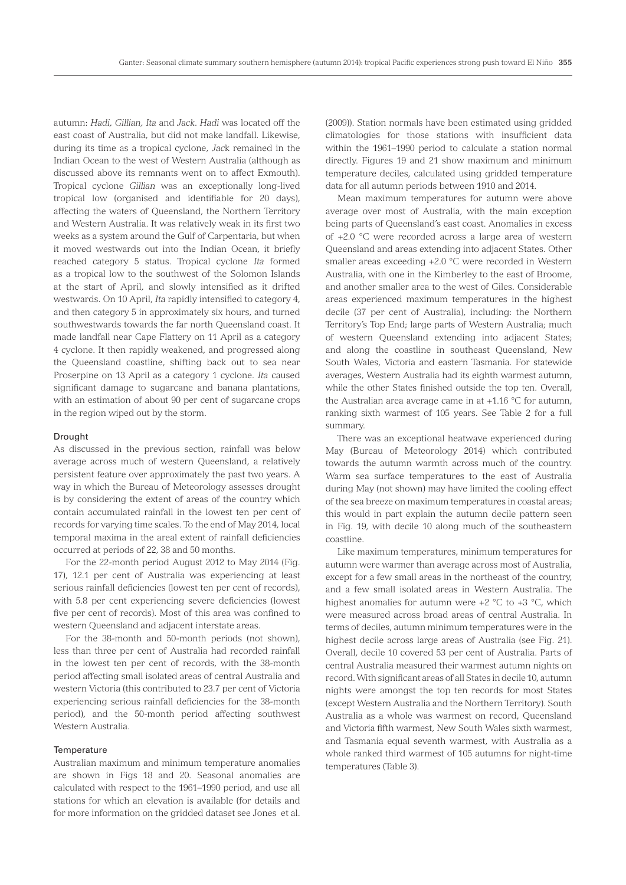autumn: *Hadi*, *Gillian*, *Ita* and *Jack*. *Hadi* was located off the east coast of Australia, but did not make landfall. Likewise, during its time as a tropical cyclone, *Jack* remained in the Indian Ocean to the west of Western Australia (although as discussed above its remnants went on to affect Exmouth). Tropical cyclone *Gillian* was an exceptionally long-lived tropical low (organised and identifiable for 20 days), affecting the waters of Queensland, the Northern Territory and Western Australia. It was relatively weak in its first two weeks as a system around the Gulf of Carpentaria, but when it moved westwards out into the Indian Ocean, it briefly reached category 5 status. Tropical cyclone *Ita* formed as a tropical low to the southwest of the Solomon Islands at the start of April, and slowly intensified as it drifted westwards. On 10 April, *Ita* rapidly intensified to category 4, and then category 5 in approximately six hours, and turned southwestwards towards the far north Queensland coast. It made landfall near Cape Flattery on 11 April as a category 4 cyclone. It then rapidly weakened, and progressed along the Queensland coastline, shifting back out to sea near Proserpine on 13 April as a category 1 cyclone. *Ita* caused significant damage to sugarcane and banana plantations, with an estimation of about 90 per cent of sugarcane crops in the region wiped out by the storm.

### Drought

As discussed in the previous section, rainfall was below average across much of western Queensland, a relatively persistent feature over approximately the past two years. A way in which the Bureau of Meteorology assesses drought is by considering the extent of areas of the country which contain accumulated rainfall in the lowest ten per cent of records for varying time scales. To the end of May 2014, local temporal maxima in the areal extent of rainfall deficiencies occurred at periods of 22, 38 and 50 months.

For the 22-month period August 2012 to May 2014 (Fig. 17), 12.1 per cent of Australia was experiencing at least serious rainfall deficiencies (lowest ten per cent of records), with 5.8 per cent experiencing severe deficiencies (lowest five per cent of records). Most of this area was confined to western Queensland and adjacent interstate areas.

For the 38-month and 50-month periods (not shown), less than three per cent of Australia had recorded rainfall in the lowest ten per cent of records, with the 38-month period affecting small isolated areas of central Australia and western Victoria (this contributed to 23.7 per cent of Victoria experiencing serious rainfall deficiencies for the 38-month period), and the 50-month period affecting southwest Western Australia.

### Temperature

Australian maximum and minimum temperature anomalies are shown in Figs 18 and 20. Seasonal anomalies are calculated with respect to the 1961–1990 period, and use all stations for which an elevation is available (for details and for more information on the gridded dataset see Jones et al. (2009)). Station normals have been estimated using gridded climatologies for those stations with insufficient data within the 1961–1990 period to calculate a station normal directly. Figures 19 and 21 show maximum and minimum temperature deciles, calculated using gridded temperature data for all autumn periods between 1910 and 2014.

Mean maximum temperatures for autumn were above average over most of Australia, with the main exception being parts of Queensland's east coast. Anomalies in excess of +2.0 °C were recorded across a large area of western Queensland and areas extending into adjacent States. Other smaller areas exceeding +2.0 °C were recorded in Western Australia, with one in the Kimberley to the east of Broome, and another smaller area to the west of Giles. Considerable areas experienced maximum temperatures in the highest decile (37 per cent of Australia), including: the Northern Territory's Top End; large parts of Western Australia; much of western Queensland extending into adjacent States; and along the coastline in southeast Queensland, New South Wales, Victoria and eastern Tasmania. For statewide averages, Western Australia had its eighth warmest autumn, while the other States finished outside the top ten. Overall, the Australian area average came in at +1.16 °C for autumn, ranking sixth warmest of 105 years. See Table 2 for a full summary.

There was an exceptional heatwave experienced during May (Bureau of Meteorology 2014) which contributed towards the autumn warmth across much of the country. Warm sea surface temperatures to the east of Australia during May (not shown) may have limited the cooling effect of the sea breeze on maximum temperatures in coastal areas; this would in part explain the autumn decile pattern seen in Fig. 19, with decile 10 along much of the southeastern coastline.

Like maximum temperatures, minimum temperatures for autumn were warmer than average across most of Australia, except for a few small areas in the northeast of the country, and a few small isolated areas in Western Australia. The highest anomalies for autumn were +2 °C to +3 °C, which were measured across broad areas of central Australia. In terms of deciles, autumn minimum temperatures were in the highest decile across large areas of Australia (see Fig. 21). Overall, decile 10 covered 53 per cent of Australia. Parts of central Australia measured their warmest autumn nights on record. With significant areas of all States in decile 10, autumn nights were amongst the top ten records for most States (except Western Australia and the Northern Territory). South Australia as a whole was warmest on record, Queensland and Victoria fifth warmest, New South Wales sixth warmest, and Tasmania equal seventh warmest, with Australia as a whole ranked third warmest of 105 autumns for night-time temperatures (Table 3).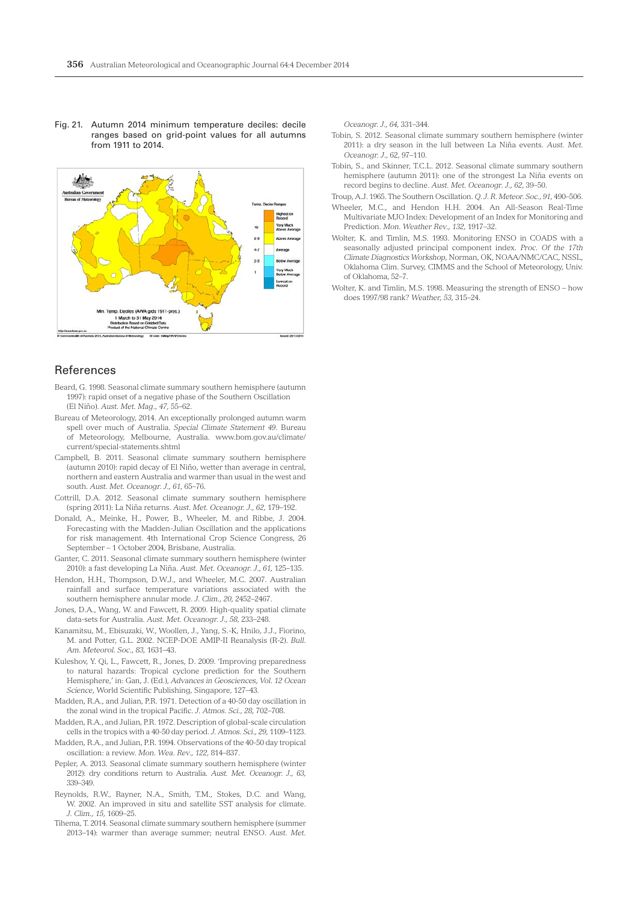Fig. 21. Autumn 2014 minimum temperature deciles: decile ranges based on grid-point values for all autumns from 1911 to 2014.

Australian Government
Bureau of Meteorology

Temp. Decile Ranges
Highest on Record
10 Very Much Above Average
8-9 Above Average
4-7 Average
2-3 Below Average
1 Very Much Below Average
Lowest on Record

Min. Temp. Deciles (AWA grids 1911-pres.)
1 March to 31 May 2014
Distribution Based on Gridded Data
Product of the National Climate Centre

## References

Beard, G. 1998. Seasonal climate summary southern hemisphere (autumn 1997): rapid onset of a negative phase of the Southern Oscillation (El Niño). *Aust. Met. Mag., 47,* 55–62.

Bureau of Meteorology, 2014. An exceptionally prolonged autumn warm spell over much of Australia. *Special Climate Statement 49*. Bureau of Meteorology, Melbourne, Australia. www.bom.gov.au/climate/current/special-statements.shtml

Campbell, B. 2011. Seasonal climate summary southern hemisphere (autumn 2010): rapid decay of El Niño, wetter than average in central, northern and eastern Australia and warmer than usual in the west and south. *Aust. Met. Oceanogr. J., 61,* 65–76.

Cottrill, D.A. 2012. Seasonal climate summary southern hemisphere (spring 2011): La Niña returns. *Aust. Met. Oceanogr. J., 62,* 179–192.

Donald, A., Meinke, H., Power, B., Wheeler, M. and Ribbe, J. 2004. Forecasting with the Madden-Julian Oscillation and the applications for risk management. 4th International Crop Science Congress, 26 September – 1 October 2004, Brisbane, Australia.

Ganter, C. 2011. Seasonal climate summary southern hemisphere (winter 2010): a fast developing La Niña. *Aust. Met. Oceanogr. J., 61,* 125–135.

Hendon, H.H., Thompson, D.W.J., and Wheeler, M.C. 2007. Australian rainfall and surface temperature variations associated with the southern hemisphere annular mode. *J. Clim., 20,* 2452–2467.

Jones, D.A., Wang, W. and Fawcett, R. 2009. High-quality spatial climate data-sets for Australia. *Aust. Met. Oceanogr. J., 58,* 233–248.

Kanamitsu, M., Ebisuzaki, W., Woollen, J., Yang, S.-K, Hnilo, J.J., Fiorino, M. and Potter, G.L. 2002. NCEP-DOE AMIP-II Reanalysis (R-2). *Bull. Am. Meteorol. Soc., 83,* 1631–43.

Kuleshov, Y. Qi, L., Fawcett, R., Jones, D. 2009. 'Improving preparedness to natural hazards: Tropical cyclone prediction for the Southern Hemisphere,' in: Gan, J. (Ed.), *Advances in Geosciences, Vol. 12 Ocean Science,* World Scientific Publishing, Singapore, 127–43.

Madden, R.A., and Julian, P.R. 1971. Detection of a 40-50 day oscillation in the zonal wind in the tropical Pacific. *J. Atmos. Sci., 28,* 702–708.

Madden, R.A., and Julian, P.R. 1972. Description of global-scale circulation cells in the tropics with a 40-50 day period. *J. Atmos. Sci., 29,* 1109–1123.

Madden, R.A., and Julian, P.R. 1994. Observations of the 40-50 day tropical oscillation: a review. *Mon. Wea. Rev., 122,* 814–837.

Pepler, A. 2013. Seasonal climate summary southern hemisphere (winter 2012): dry conditions return to Australia. *Aust. Met. Oceanogr. J., 63,* 339–349.

Reynolds, R.W., Rayner, N.A., Smith, T.M., Stokes, D.C. and Wang, W. 2002. An improved in situ and satellite SST analysis for climate. *J. Clim., 15,* 1609–25.

Tihema, T. 2014. Seasonal climate summary southern hemisphere (summer 2013–14): warmer than average summer; neutral ENSO. *Aust. Met. Oceanogr. J., 64,* 331–344.

Tobin, S. 2012. Seasonal climate summary southern hemisphere (winter 2011): a dry season in the lull between La Niña events. *Aust. Met. Oceanogr. J., 62,* 97–110.

Tobin, S., and Skinner, T.C.L. 2012. Seasonal climate summary southern hemisphere (autumn 2011): one of the strongest La Niña events on record begins to decline. *Aust. Met. Oceanogr. J., 62,* 39–50.

Troup, A.J. 1965. The Southern Oscillation. *Q. J. R. Meteor. Soc., 91,* 490–506.

Wheeler, M.C., and Hendon H.H. 2004. An All-Season Real-Time Multivariate MJO Index: Development of an Index for Monitoring and Prediction. *Mon. Weather Rev., 132,* 1917–32.

Wolter, K. and Timlin, M.S. 1993. Monitoring ENSO in COADS with a seasonally adjusted principal component index. *Proc. Of the 17th Climate Diagnostics Workshop,* Norman, OK, NOAA/NMC/CAC, NSSL, Oklahoma Clim. Survey, CIMMS and the School of Meteorology, Univ. of Oklahoma, 52–7.

Wolter, K. and Timlin, M.S. 1998. Measuring the strength of ENSO – how does 1997/98 rank? *Weather, 53,* 315–24.